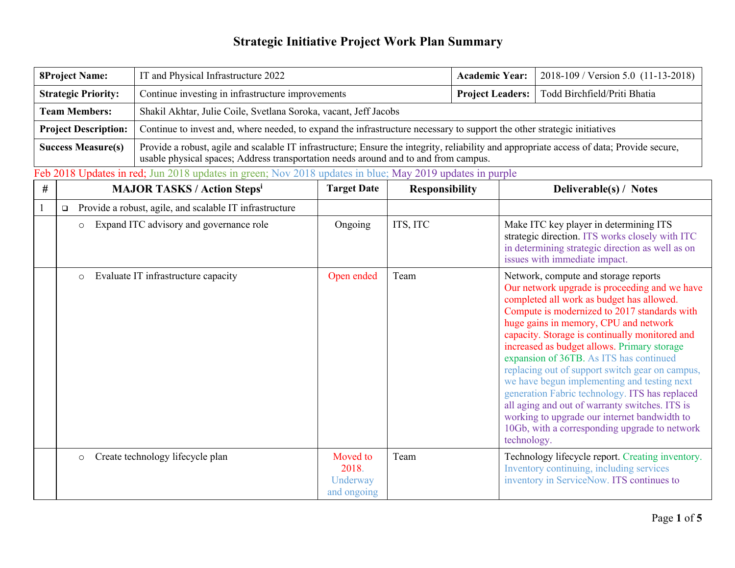# Strategic Initiative Project Work Plan Summary

| 8Project Name: | IT and Physical Infrastructure 2022 | Academic Year: | 2018-109 / Version 5.0 (11-13-2018) |
|---|---|---|---|
| Strategic Priority: | Continue investing in infrastructure improvements | Project Leaders: | Todd Birchfield/Priti Bhatia |
| Team Members: | Shakil Akhtar, Julie Coile, Svetlana Soroka, vacant, Jeff Jacobs | | |
| Project Description: | Continue to invest and, where needed, to expand the infrastructure necessary to support the other strategic initiatives | | |
| Success Measure(s) | Provide a robust, agile and scalable IT infrastructure; Ensure the integrity, reliability and appropriate access of data; Provide secure, usable physical spaces; Address transportation needs around and to and from campus. | | |

Feb 2018 Updates in red; Jun 2018 updates in green; Nov 2018 updates in blue; May 2019 updates in purple

| # | MAJOR TASKS / Action Steps[i] | Target Date | Responsibility | Deliverable(s) / Notes |
|---|---|---|---|---|
| 1 | ❑ Provide a robust, agile, and scalable IT infrastructure | | | |
| | ○ Expand ITC advisory and governance role | Ongoing | ITS, ITC | Make ITC key player in determining ITS strategic direction. ITS works closely with ITC in determining strategic direction as well as on issues with immediate impact. |
| | ○ Evaluate IT infrastructure capacity | Open ended | Team | Network, compute and storage reports Our network upgrade is proceeding and we have completed all work as budget has allowed. Compute is modernized to 2017 standards with huge gains in memory, CPU and network capacity. Storage is continually monitored and increased as budget allows. Primary storage expansion of 36TB. As ITS has continued replacing out of support switch gear on campus, we have begun implementing and testing next generation Fabric technology. ITS has replaced all aging and out of warranty switches. ITS is working to upgrade our internet bandwidth to 10Gb, with a corresponding upgrade to network technology. |
| | ○ Create technology lifecycle plan | Moved to 2018. Underway and ongoing | Team | Technology lifecycle report. Creating inventory. Inventory continuing, including services inventory in ServiceNow. ITS continues to |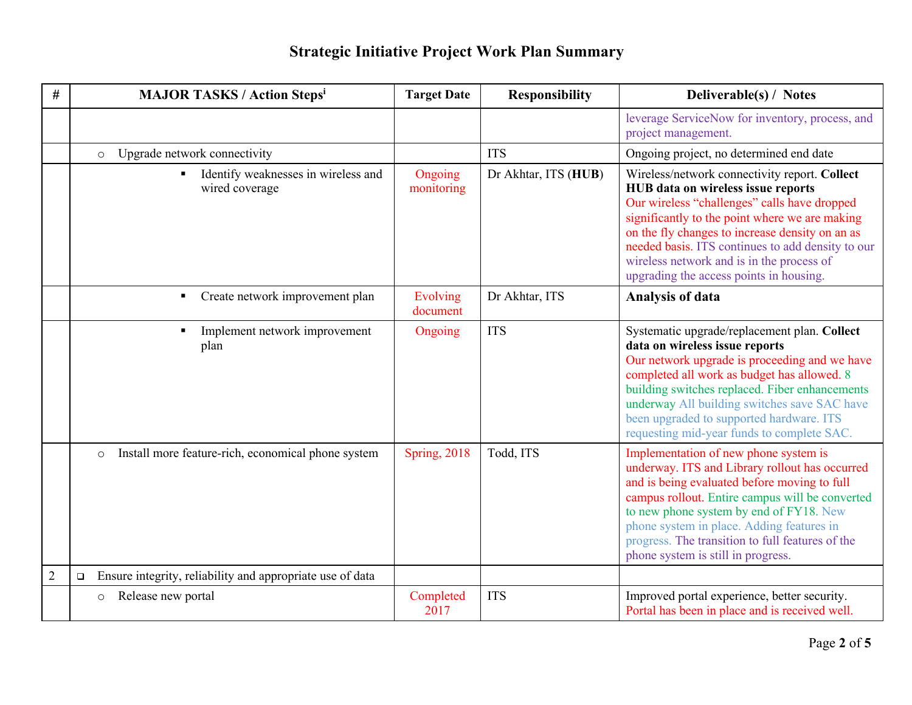# Strategic Initiative Project Work Plan Summary

| # | MAJOR TASKS / Action Steps[i] | Target Date | Responsibility | Deliverable(s) / Notes |
|---|---|---|---|---|
| | | | | leverage ServiceNow for inventory, process, and project management. |
| | ○ Upgrade network connectivity | | ITS | Ongoing project, no determined end date |
| | ▪ Identify weaknesses in wireless and wired coverage | Ongoing monitoring | Dr Akhtar, ITS (**HUB**) | Wireless/network connectivity report. **Collect HUB data on wireless issue reports** Our wireless "challenges" calls have dropped significantly to the point where we are making on the fly changes to increase density on an as needed basis. ITS continues to add density to our wireless network and is in the process of upgrading the access points in housing. |
| | ▪ Create network improvement plan | Evolving document | Dr Akhtar, ITS | **Analysis of data** |
| | ▪ Implement network improvement plan | Ongoing | ITS | Systematic upgrade/replacement plan. **Collect data on wireless issue reports** Our network upgrade is proceeding and we have completed all work as budget has allowed. 8 building switches replaced. Fiber enhancements underway All building switches save SAC have been upgraded to supported hardware. ITS requesting mid-year funds to complete SAC. |
| | ○ Install more feature-rich, economical phone system | Spring, 2018 | Todd, ITS | Implementation of new phone system is underway. ITS and Library rollout has occurred and is being evaluated before moving to full campus rollout. Entire campus will be converted to new phone system by end of FY18. New phone system in place. Adding features in progress. The transition to full features of the phone system is still in progress. |
| 2 | ❑ Ensure integrity, reliability and appropriate use of data | | | |
| | ○ Release new portal | Completed 2017 | ITS | Improved portal experience, better security. Portal has been in place and is received well. |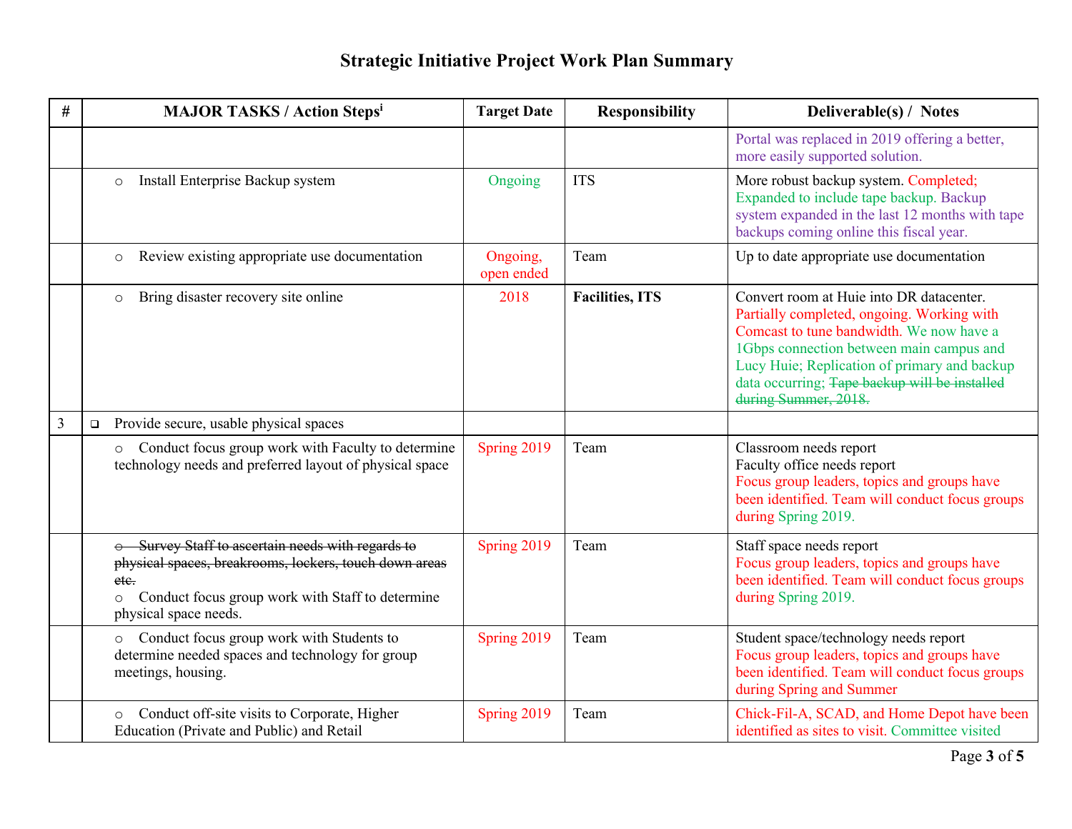## Strategic Initiative Project Work Plan Summary

| # | MAJOR TASKS / Action Steps[i] | Target Date | Responsibility | Deliverable(s) / Notes |
|---|---|---|---|---|
| | | | | Portal was replaced in 2019 offering a better, more easily supported solution. |
| | ○ Install Enterprise Backup system | Ongoing | ITS | More robust backup system. Completed; Expanded to include tape backup. Backup system expanded in the last 12 months with tape backups coming online this fiscal year. |
| | ○ Review existing appropriate use documentation | Ongoing, open ended | Team | Up to date appropriate use documentation |
| | ○ Bring disaster recovery site online | 2018 | **Facilities, ITS** | Convert room at Huie into DR datacenter. Partially completed, ongoing. Working with Comcast to tune bandwidth. We now have a 1Gbps connection between main campus and Lucy Huie; Replication of primary and backup data occurring; ~~Tape backup will be installed during Summer, 2018.~~ |
| 3 | ❑ Provide secure, usable physical spaces | | | |
| | ○ Conduct focus group work with Faculty to determine technology needs and preferred layout of physical space | Spring 2019 | Team | Classroom needs report<br>Faculty office needs report<br>Focus group leaders, topics and groups have been identified. Team will conduct focus groups during Spring 2019. |
| | ~~○ Survey Staff to ascertain needs with regards to physical spaces, breakrooms, lockers, touch down areas etc.~~<br>○ Conduct focus group work with Staff to determine physical space needs. | Spring 2019 | Team | Staff space needs report<br>Focus group leaders, topics and groups have been identified. Team will conduct focus groups during Spring 2019. |
| | ○ Conduct focus group work with Students to determine needed spaces and technology for group meetings, housing. | Spring 2019 | Team | Student space/technology needs report<br>Focus group leaders, topics and groups have been identified. Team will conduct focus groups during Spring and Summer |
| | ○ Conduct off-site visits to Corporate, Higher Education (Private and Public) and Retail | Spring 2019 | Team | Chick-Fil-A, SCAD, and Home Depot have been identified as sites to visit. Committee visited |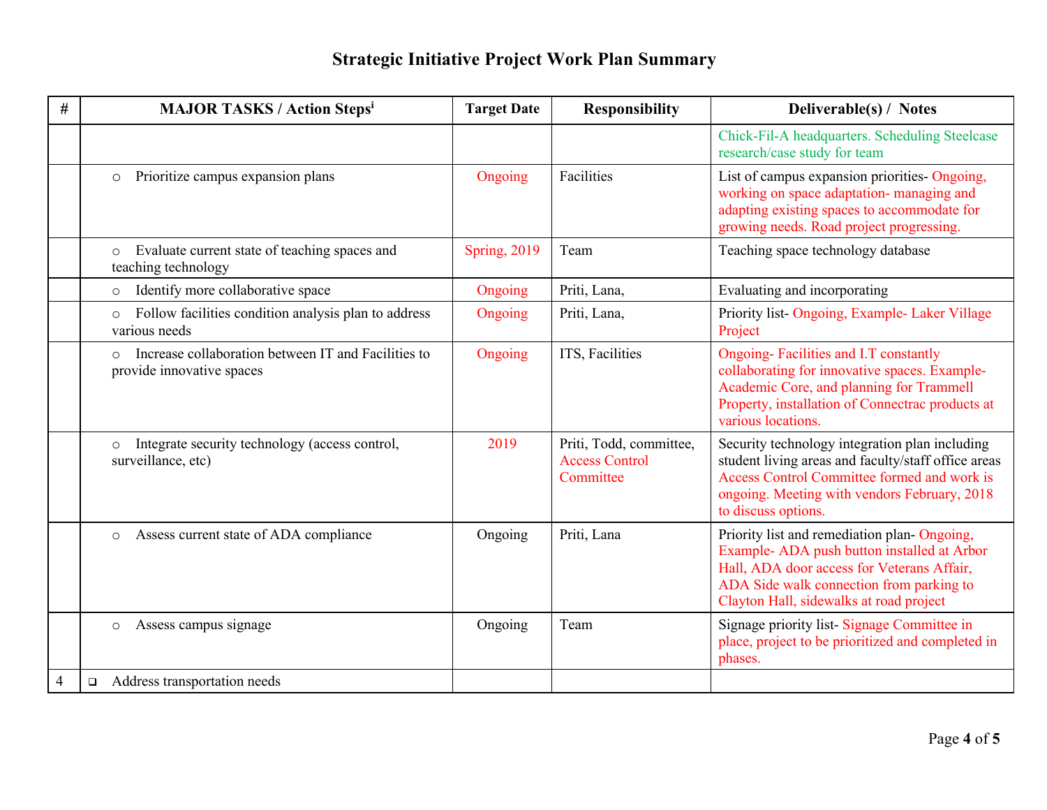# Strategic Initiative Project Work Plan Summary

| # | MAJOR TASKS / Action Steps[i] | Target Date | Responsibility | Deliverable(s) / Notes |
|---|---|---|---|---|
| | | | | Chick-Fil-A headquarters. Scheduling Steelcase research/case study for team |
| | ○ Prioritize campus expansion plans | Ongoing | Facilities | List of campus expansion priorities- Ongoing, working on space adaptation- managing and adapting existing spaces to accommodate for growing needs. Road project progressing. |
| | ○ Evaluate current state of teaching spaces and teaching technology | Spring, 2019 | Team | Teaching space technology database |
| | ○ Identify more collaborative space | Ongoing | Priti, Lana, | Evaluating and incorporating |
| | ○ Follow facilities condition analysis plan to address various needs | Ongoing | Priti, Lana, | Priority list- Ongoing, Example- Laker Village Project |
| | ○ Increase collaboration between IT and Facilities to provide innovative spaces | Ongoing | ITS, Facilities | Ongoing- Facilities and I.T constantly collaborating for innovative spaces. Example- Academic Core, and planning for Trammell Property, installation of Connectrac products at various locations. |
| | ○ Integrate security technology (access control, surveillance, etc) | 2019 | Priti, Todd, committee, Access Control Committee | Security technology integration plan including student living areas and faculty/staff office areas Access Control Committee formed and work is ongoing. Meeting with vendors February, 2018 to discuss options. |
| | ○ Assess current state of ADA compliance | Ongoing | Priti, Lana | Priority list and remediation plan- Ongoing, Example- ADA push button installed at Arbor Hall, ADA door access for Veterans Affair, ADA Side walk connection from parking to Clayton Hall, sidewalks at road project |
| | ○ Assess campus signage | Ongoing | Team | Signage priority list- Signage Committee in place, project to be prioritized and completed in phases. |
| 4 | ❑ Address transportation needs | | | |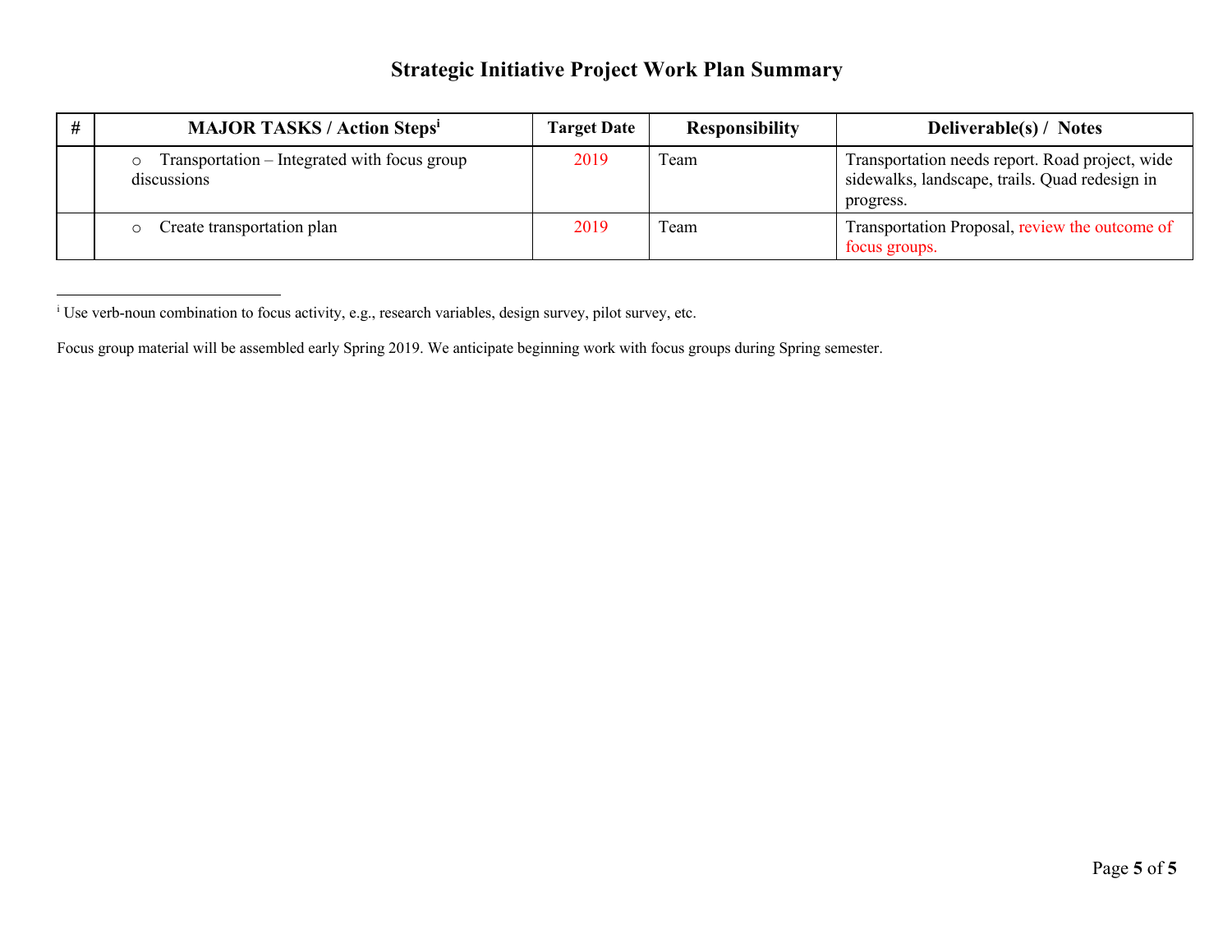# Strategic Initiative Project Work Plan Summary

| # | MAJOR TASKS / Action Steps[i] | Target Date | Responsibility | Deliverable(s) / Notes |
|---|---|---|---|---|
| | ○ Transportation – Integrated with focus group discussions | 2019 | Team | Transportation needs report. Road project, wide sidewalks, landscape, trails. Quad redesign in progress. |
| | ○ Create transportation plan | 2019 | Team | Transportation Proposal, review the outcome of focus groups. |

---

[i] Use verb-noun combination to focus activity, e.g., research variables, design survey, pilot survey, etc.

Focus group material will be assembled early Spring 2019. We anticipate beginning work with focus groups during Spring semester.